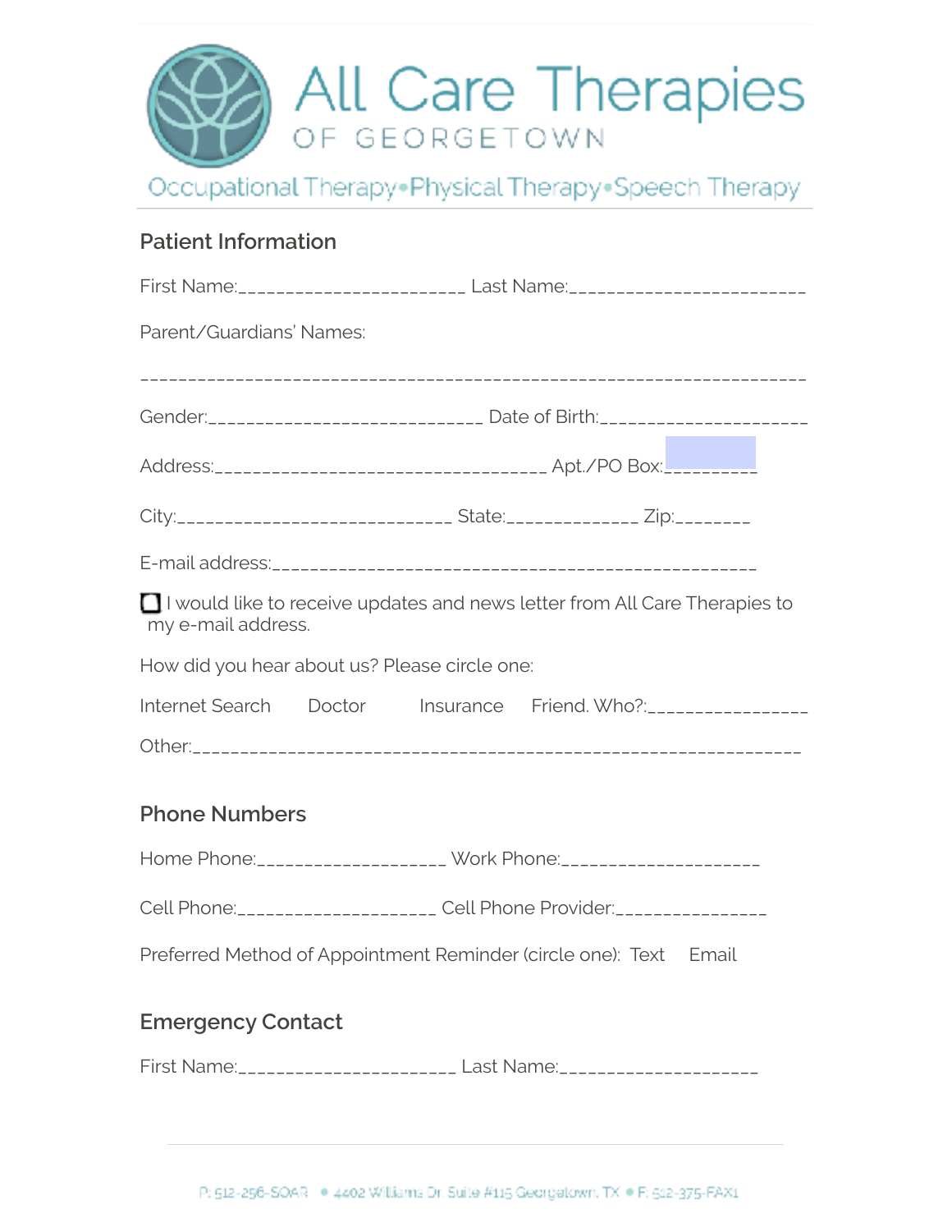# All Care Therapies

OF GEORGETOWN

Occupational Therapy•Physical Therapy•Speech Therapy

## Patient Information

First Name:_______________________ Last Name:________________________

Parent/Guardians' Names:

_____________________________________________________________________

Gender:____________________________ Date of Birth:____________________

Address:__________________________________ Apt./PO Box:__________

City:____________________________ State:_____________ Zip:________

E-mail address:__________________________________________________

☐ I would like to receive updates and news letter from All Care Therapies to my e-mail address.

How did you hear about us? Please circle one:

Internet Search Doctor Insurance Friend. Who?:________________

Other:______________________________________________________________

## Phone Numbers

Home Phone:___________________ Work Phone:____________________

Cell Phone:____________________ Cell Phone Provider:_______________

Preferred Method of Appointment Reminder (circle one): Text Email

## Emergency Contact

First Name:_____________________ Last Name:____________________

P: 512-256-SOAR • 4402 Williams Dr Suite #115 Georgetown, TX • F: 512-375-FAX1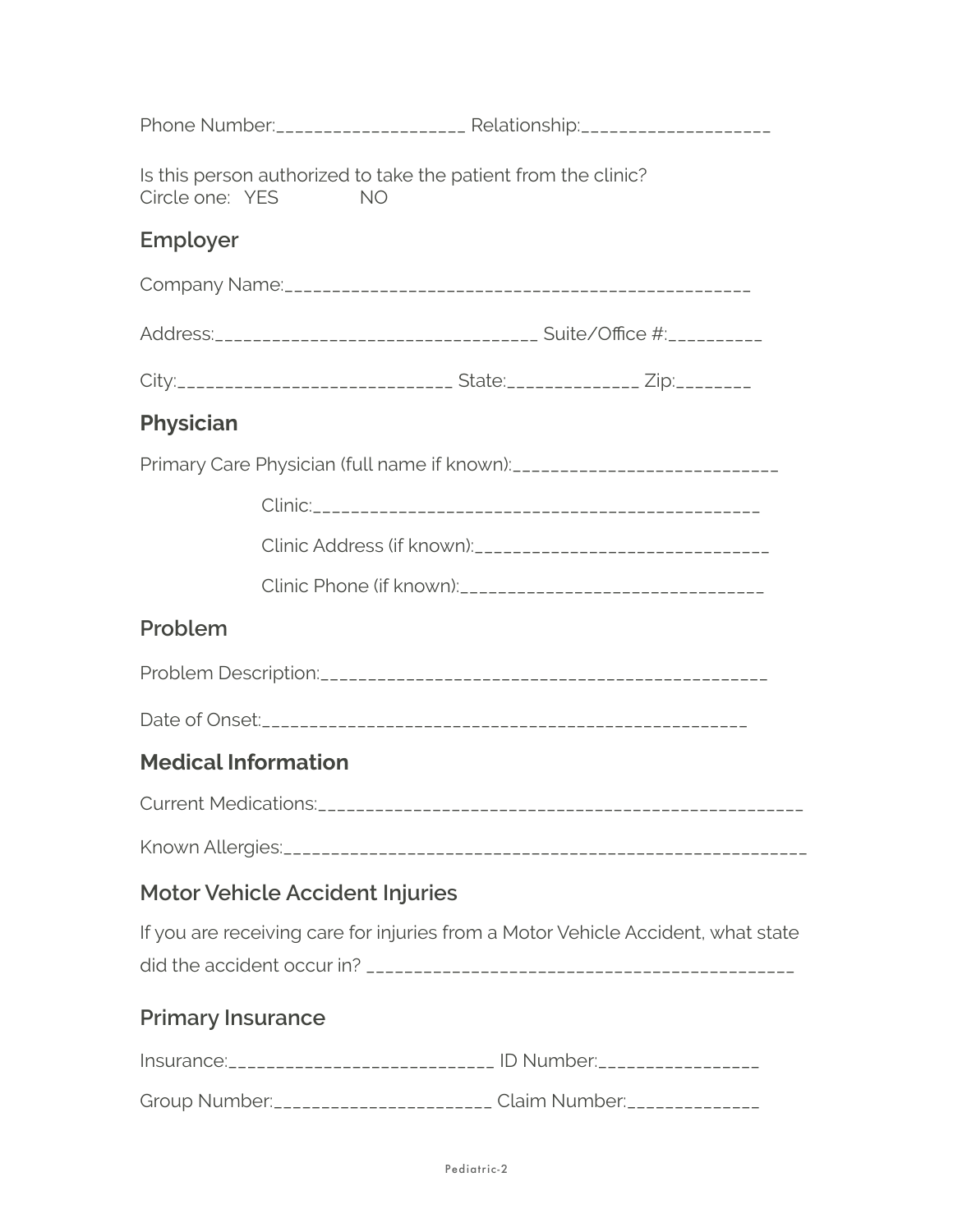Phone Number:____________________ Relationship:___________________

Is this person authorized to take the patient from the clinic?
Circle one: YES NO

## Employer

Company Name:_________________________________________________

Address:_________________________________ Suite/Office #:__________

City:____________________________ State:______________ Zip:________

## Physician

Primary Care Physician (full name if known):____________________________

Clinic:_______________________________________________

Clinic Address (if known):______________________________

Clinic Phone (if known):_______________________________

## Problem

Problem Description:______________________________________________

Date of Onset:___________________________________________________

## Medical Information

Current Medications:_______________________________________________

Known Allergies:___________________________________________________

## Motor Vehicle Accident Injuries

If you are receiving care for injuries from a Motor Vehicle Accident, what state did the accident occur in? _____________________________________________

## Primary Insurance

Insurance:____________________________ ID Number:_________________

Group Number:_______________________ Claim Number:______________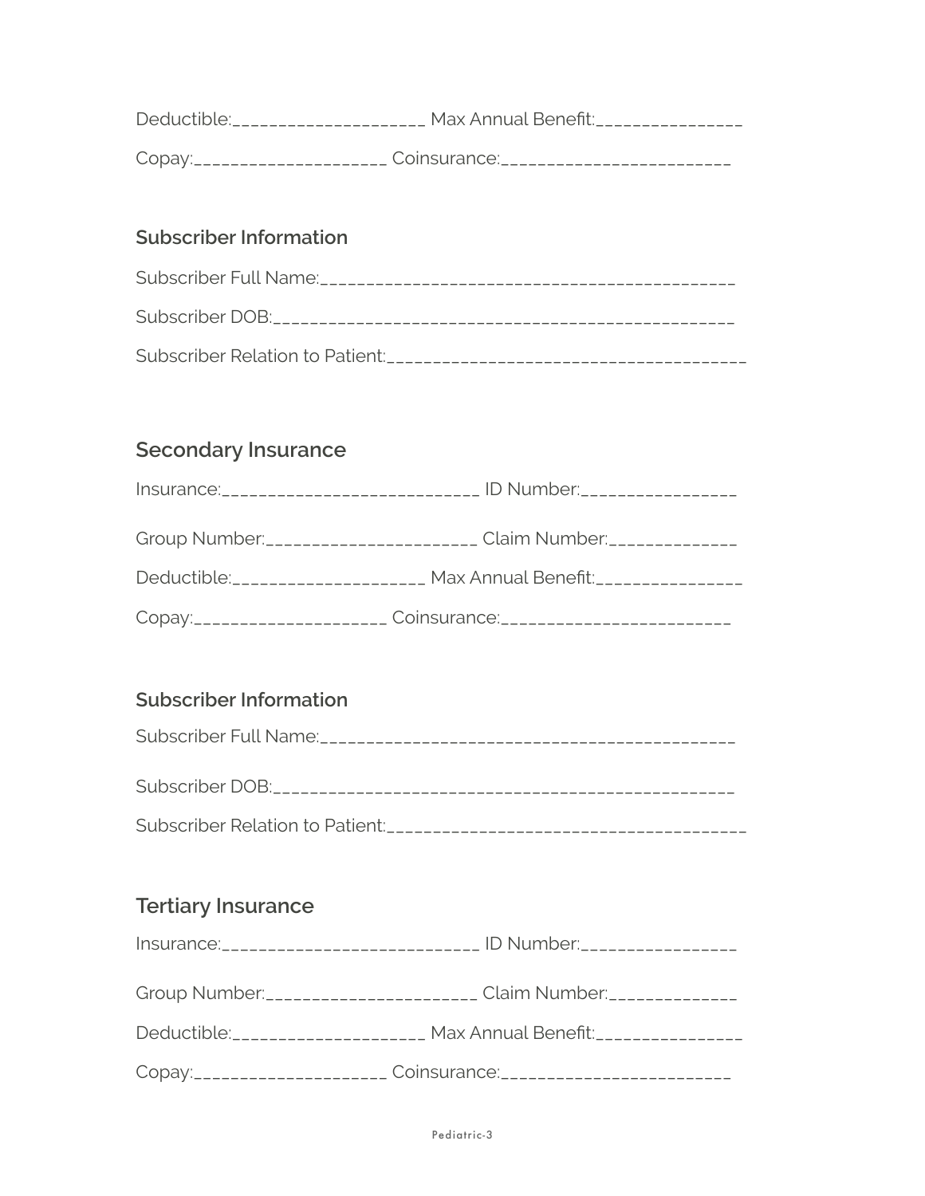Deductible:____________________ Max Annual Benefit:_______________

Copay:____________________ Coinsurance:________________________

### Subscriber Information

Subscriber Full Name:___________________________________________

Subscriber DOB:_________________________________________________

Subscriber Relation to Patient:_____________________________________

## Secondary Insurance

Insurance:__________________________ ID Number:________________

Group Number:______________________ Claim Number:______________

Deductible:____________________ Max Annual Benefit:_______________

Copay:____________________ Coinsurance:________________________

### Subscriber Information

Subscriber Full Name:___________________________________________

Subscriber DOB:_________________________________________________

Subscriber Relation to Patient:_____________________________________

## Tertiary Insurance

Insurance:__________________________ ID Number:________________

Group Number:______________________ Claim Number:______________

Deductible:____________________ Max Annual Benefit:_______________

Copay:____________________ Coinsurance:________________________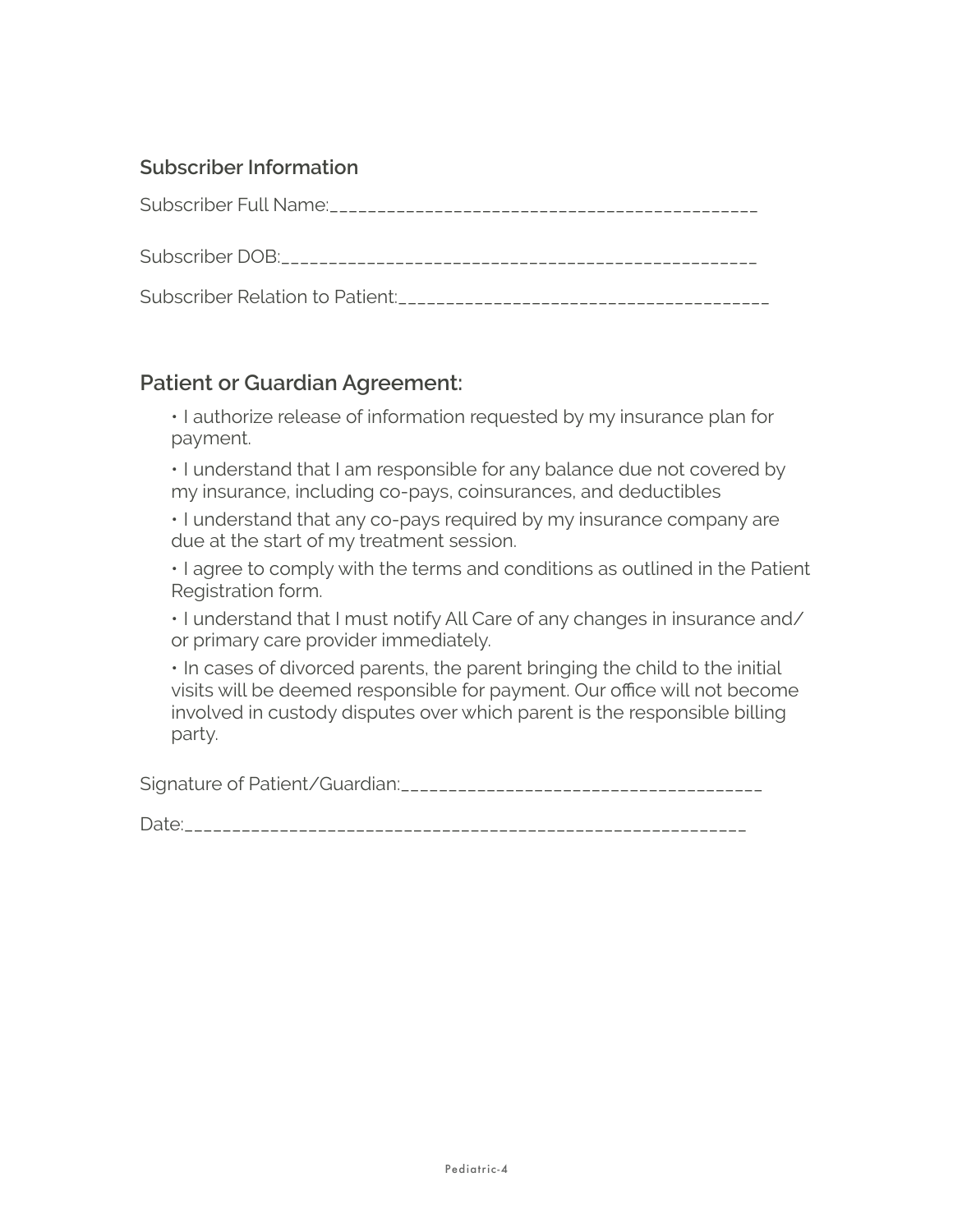### Subscriber Information

Subscriber Full Name:_____________________________________________

Subscriber DOB:___________________________________________________

Subscriber Relation to Patient:_______________________________________

## Patient or Guardian Agreement:

- I authorize release of information requested by my insurance plan for payment.
- I understand that I am responsible for any balance due not covered by my insurance, including co-pays, coinsurances, and deductibles
- I understand that any co-pays required by my insurance company are due at the start of my treatment session.
- I agree to comply with the terms and conditions as outlined in the Patient Registration form.
- I understand that I must notify All Care of any changes in insurance and/ or primary care provider immediately.
- In cases of divorced parents, the parent bringing the child to the initial visits will be deemed responsible for payment. Our office will not become involved in custody disputes over which parent is the responsible billing party.

Signature of Patient/Guardian:______________________________________

Date:____________________________________________________________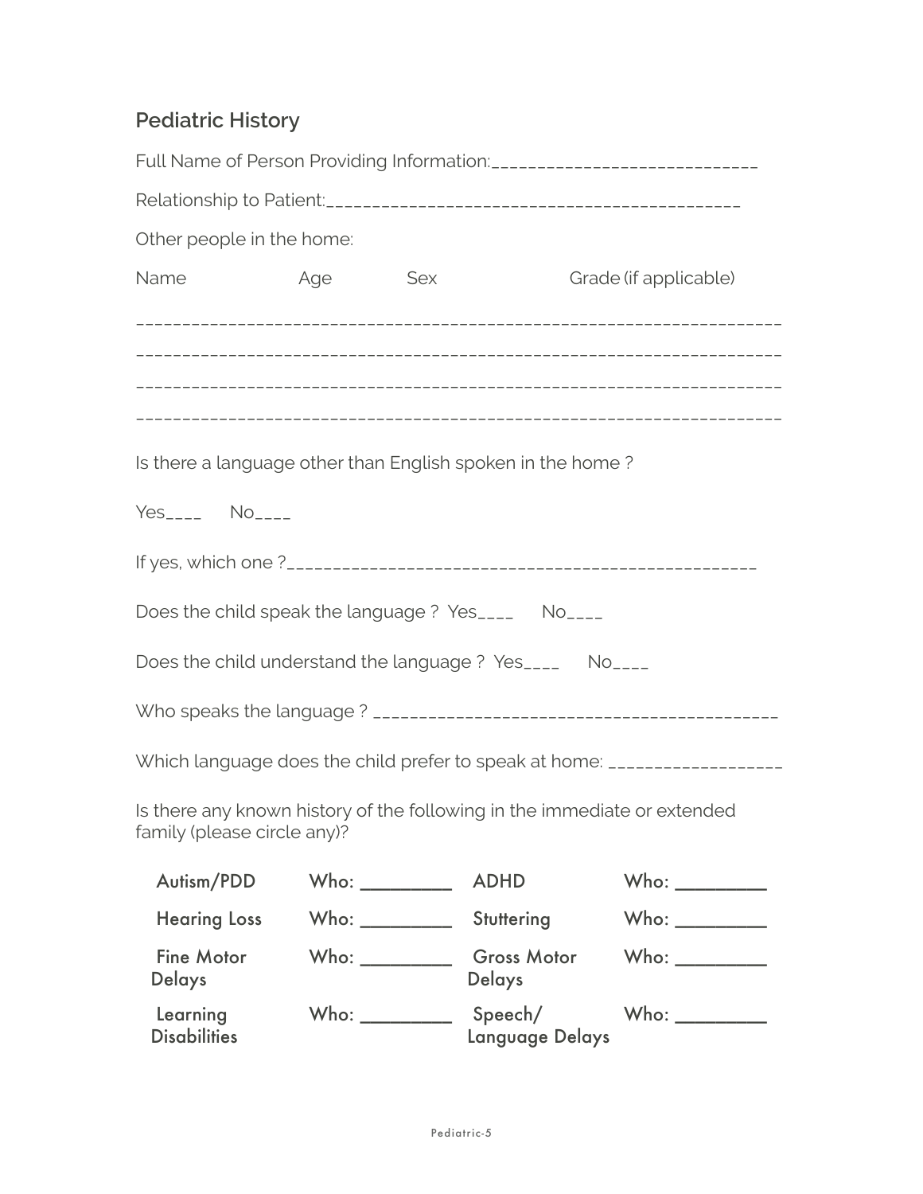## Pediatric History

Full Name of Person Providing Information:____________________________

Relationship to Patient:___________________________________________

Other people in the home:

| Name | Age | Sex | Grade (if applicable) |
|---|---|---|---|
| | | | |
| | | | |
| | | | |
| | | | |

Is there a language other than English spoken in the home ?

Yes____ No____

If yes, which one ?_________________________________________________

Does the child speak the language ? Yes____ No____

Does the child understand the language ? Yes____ No____

Who speaks the language ? __________________________________________

Which language does the child prefer to speak at home: __________________

Is there any known history of the following in the immediate or extended family (please circle any)?

| | | | |
|---|---|---|---|
| Autism/PDD | Who: _________ | ADHD | Who: _________ |
| Hearing Loss | Who: _________ | Stuttering | Who: _________ |
| Fine Motor Delays | Who: _________ | Gross Motor Delays | Who: _________ |
| Learning Disabilities | Who: _________ | Speech/ Language Delays | Who: _________ |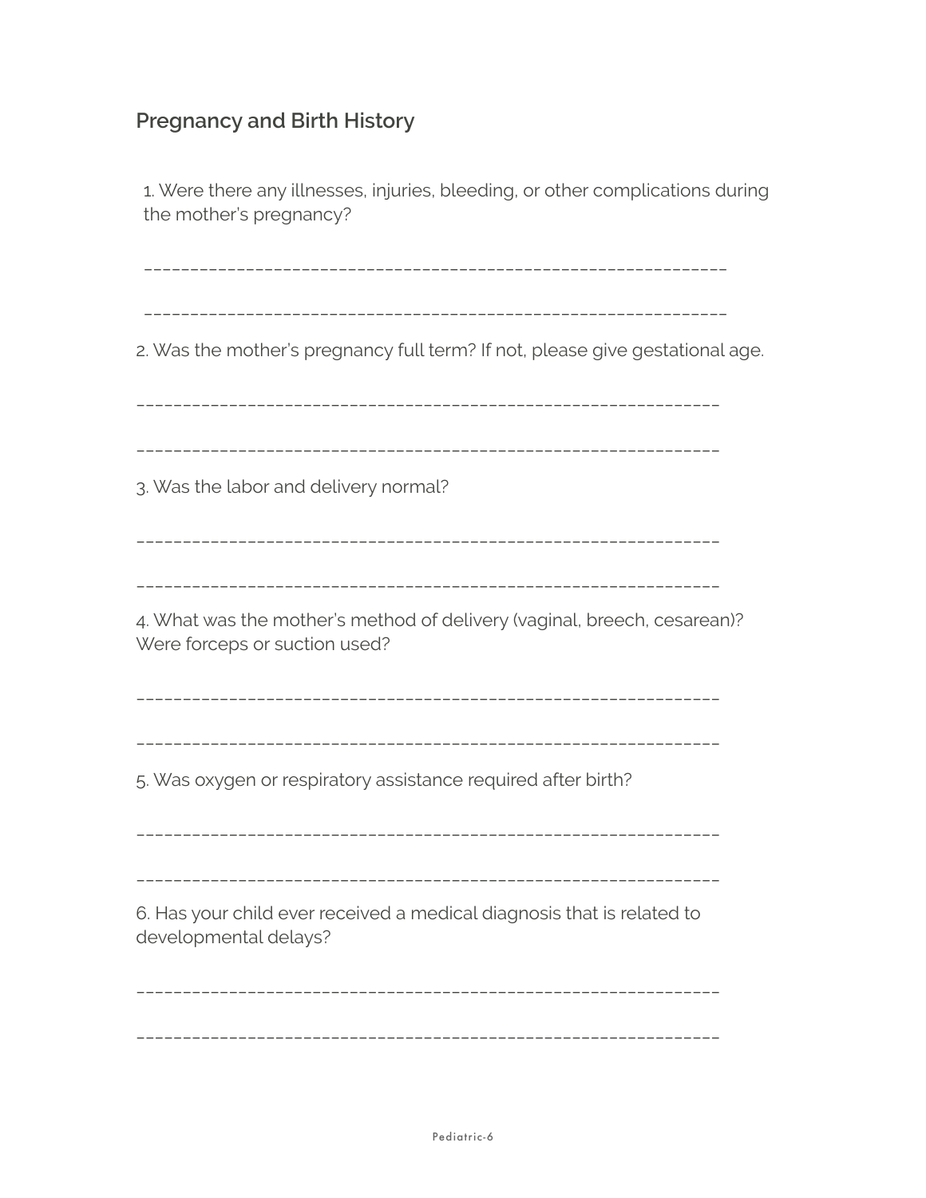## Pregnancy and Birth History

1. Were there any illnesses, injuries, bleeding, or other complications during the mother's pregnancy?

______________________________________________________________

______________________________________________________________

2. Was the mother's pregnancy full term? If not, please give gestational age.

______________________________________________________________

______________________________________________________________

3. Was the labor and delivery normal?

______________________________________________________________

______________________________________________________________

4. What was the mother's method of delivery (vaginal, breech, cesarean)? Were forceps or suction used?

______________________________________________________________

______________________________________________________________

5. Was oxygen or respiratory assistance required after birth?

______________________________________________________________

______________________________________________________________

6. Has your child ever received a medical diagnosis that is related to developmental delays?

______________________________________________________________

______________________________________________________________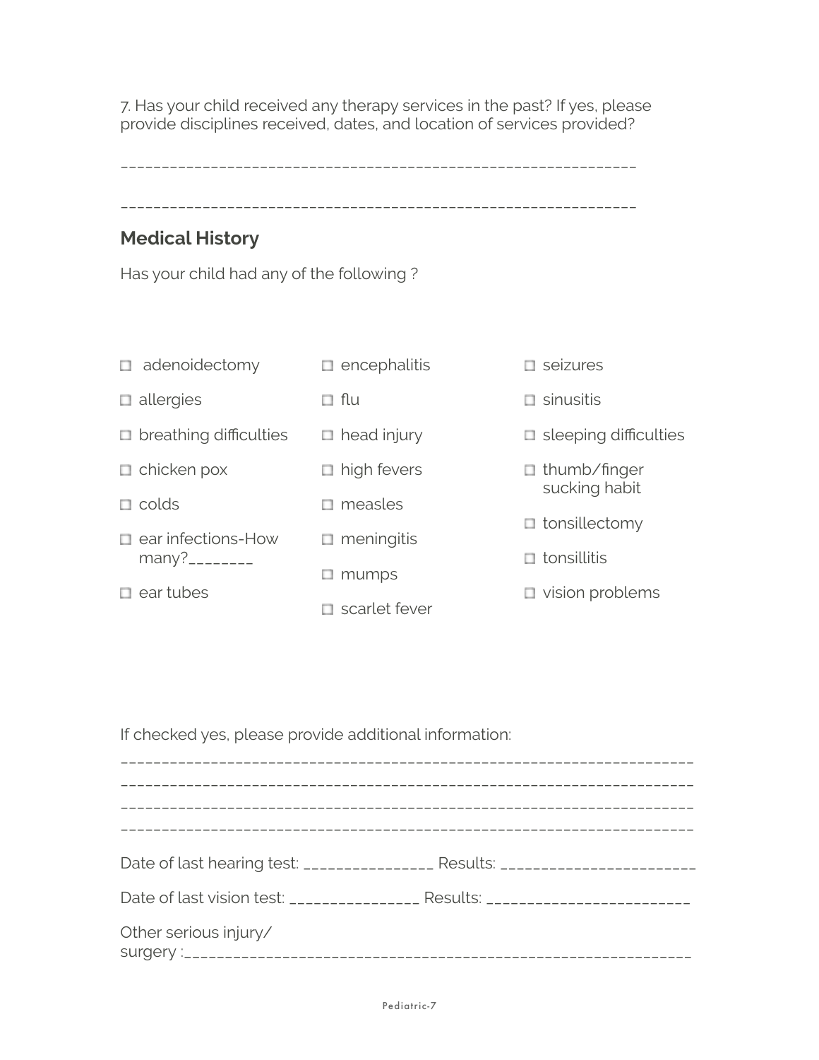7. Has your child received any therapy services in the past? If yes, please provide disciplines received, dates, and location of services provided?

_______________________________________________________________

_______________________________________________________________

## Medical History

Has your child had any of the following ?

- ☐ adenoidectomy
- ☐ allergies
- ☐ breathing difficulties
- ☐ chicken pox
- ☐ colds
- ☐ ear infections-How many?________
- ☐ ear tubes
- ☐ encephalitis
- ☐ flu
- ☐ head injury
- ☐ high fevers
- ☐ measles
- ☐ meningitis
- ☐ mumps
- ☐ scarlet fever
- ☐ seizures
- ☐ sinusitis
- ☐ sleeping difficulties
- ☐ thumb/finger sucking habit
- ☐ tonsillectomy
- ☐ tonsillitis
- ☐ vision problems

If checked yes, please provide additional information:

______________________________________________________________________

______________________________________________________________________

______________________________________________________________________

______________________________________________________________________

Date of last hearing test: _______________ Results: ______________________

Date of last vision test: _______________ Results: ________________________

Other serious injury/ surgery :_____________________________________________________________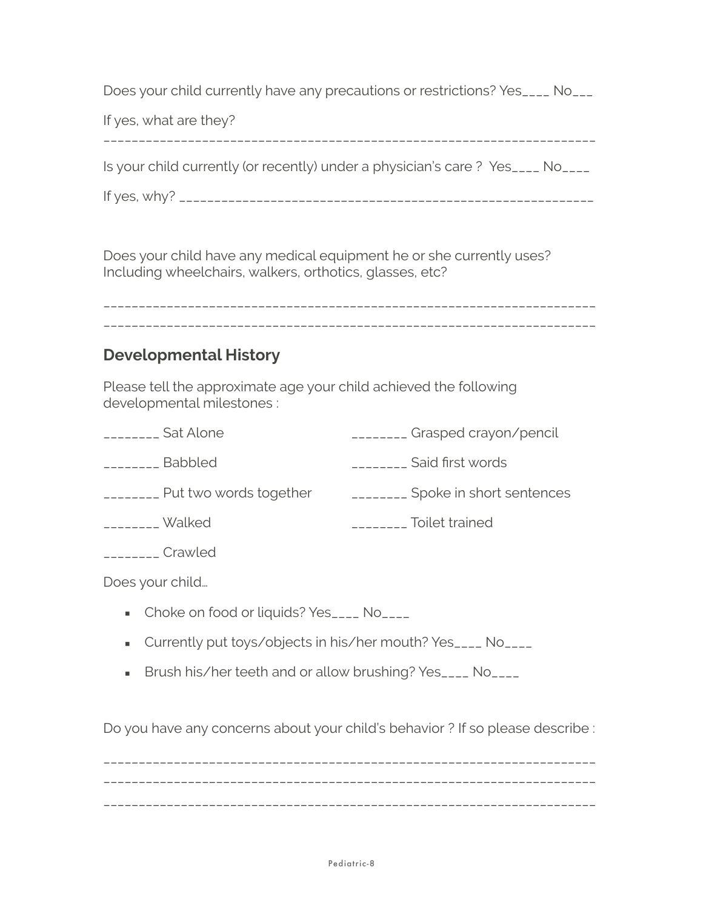Does your child currently have any precautions or restrictions? Yes____ No___

If yes, what are they?

_____________________________________________________________________

Is your child currently (or recently) under a physician's care ? Yes____ No____

If yes, why? ___________________________________________________________

Does your child have any medical equipment he or she currently uses? Including wheelchairs, walkers, orthotics, glasses, etc?

_____________________________________________________________________

_____________________________________________________________________

## Developmental History

Please tell the approximate age your child achieved the following developmental milestones :

________ Sat Alone

________ Grasped crayon/pencil

________ Babbled

________ Said first words

________ Put two words together

________ Spoke in short sentences

________ Walked

________ Toilet trained

________ Crawled

Does your child…

- Choke on food or liquids? Yes____ No____
- Currently put toys/objects in his/her mouth? Yes____ No____
- Brush his/her teeth and or allow brushing? Yes____ No____

Do you have any concerns about your child's behavior ? If so please describe :

_____________________________________________________________________

_____________________________________________________________________

_____________________________________________________________________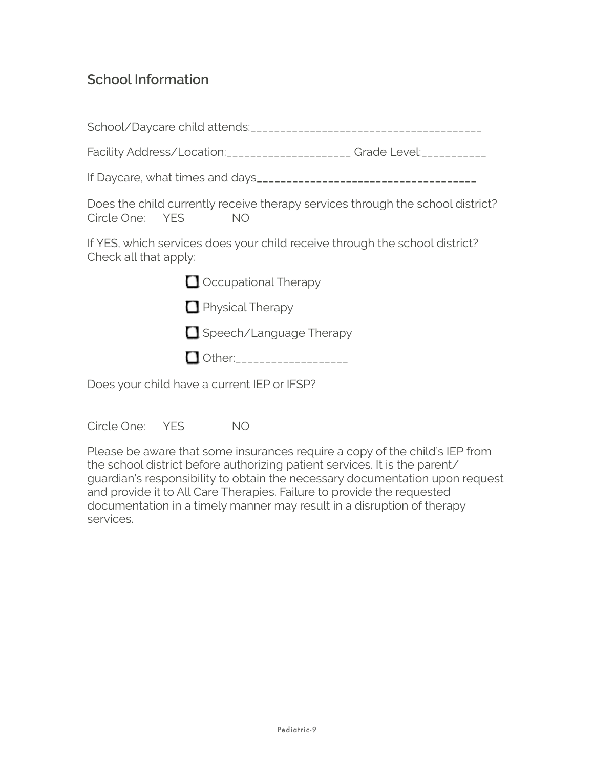## School Information

School/Daycare child attends:______________________________________

Facility Address/Location:____________________ Grade Level:__________

If Daycare, what times and days____________________________________

Does the child currently receive therapy services through the school district?
Circle One: YES NO

If YES, which services does your child receive through the school district?
Check all that apply:

- ☐ Occupational Therapy
- ☐ Physical Therapy
- ☐ Speech/Language Therapy
- ☐ Other:_________________

Does your child have a current IEP or IFSP?

Circle One: YES NO

Please be aware that some insurances require a copy of the child's IEP from the school district before authorizing patient services. It is the parent/guardian's responsibility to obtain the necessary documentation upon request and provide it to All Care Therapies. Failure to provide the requested documentation in a timely manner may result in a disruption of therapy services.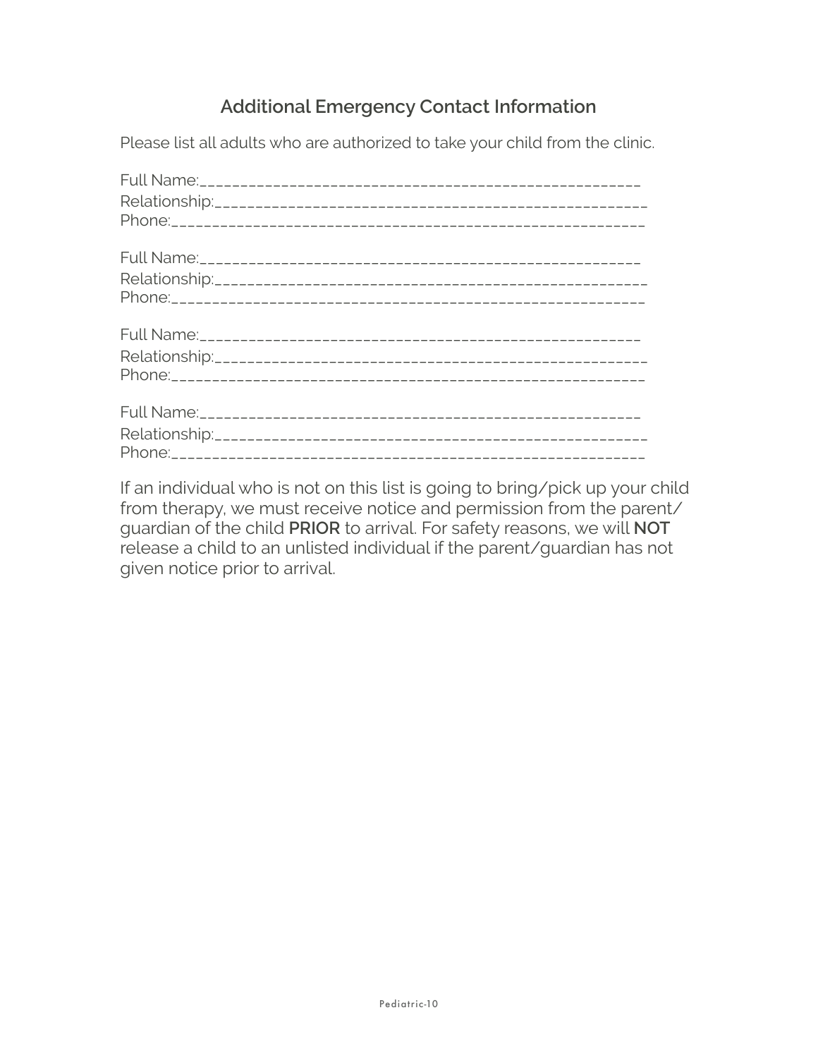## Additional Emergency Contact Information

Please list all adults who are authorized to take your child from the clinic.

Full Name:______________________________________________________
Relationship:____________________________________________________
Phone:__________________________________________________________

Full Name:______________________________________________________
Relationship:____________________________________________________
Phone:__________________________________________________________

Full Name:______________________________________________________
Relationship:____________________________________________________
Phone:__________________________________________________________

Full Name:______________________________________________________
Relationship:____________________________________________________
Phone:__________________________________________________________

If an individual who is not on this list is going to bring/pick up your child from therapy, we must receive notice and permission from the parent/guardian of the child **PRIOR** to arrival. For safety reasons, we will **NOT** release a child to an unlisted individual if the parent/guardian has not given notice prior to arrival.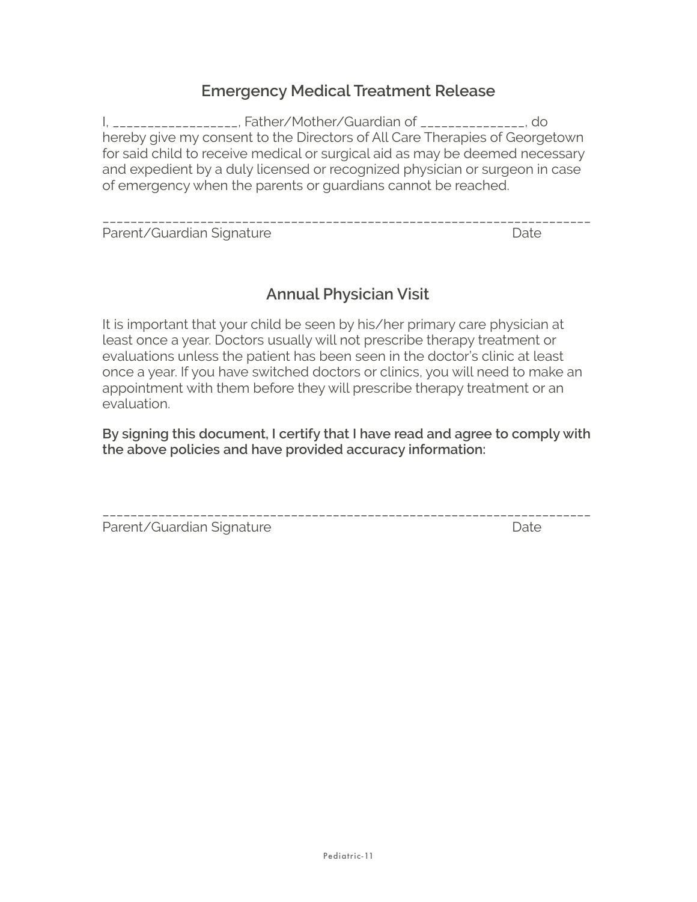## Emergency Medical Treatment Release

I, ________________, Father/Mother/Guardian of ______________, do hereby give my consent to the Directors of All Care Therapies of Georgetown for said child to receive medical or surgical aid as may be deemed necessary and expedient by a duly licensed or recognized physician or surgeon in case of emergency when the parents or guardians cannot be reached.

_____________________________________________________________________
Parent/Guardian Signature                                                                                Date

## Annual Physician Visit

It is important that your child be seen by his/her primary care physician at least once a year. Doctors usually will not prescribe therapy treatment or evaluations unless the patient has been seen in the doctor's clinic at least once a year. If you have switched doctors or clinics, you will need to make an appointment with them before they will prescribe therapy treatment or an evaluation.

**By signing this document, I certify that I have read and agree to comply with the above policies and have provided accuracy information:**

_____________________________________________________________________
Parent/Guardian Signature                                                                                Date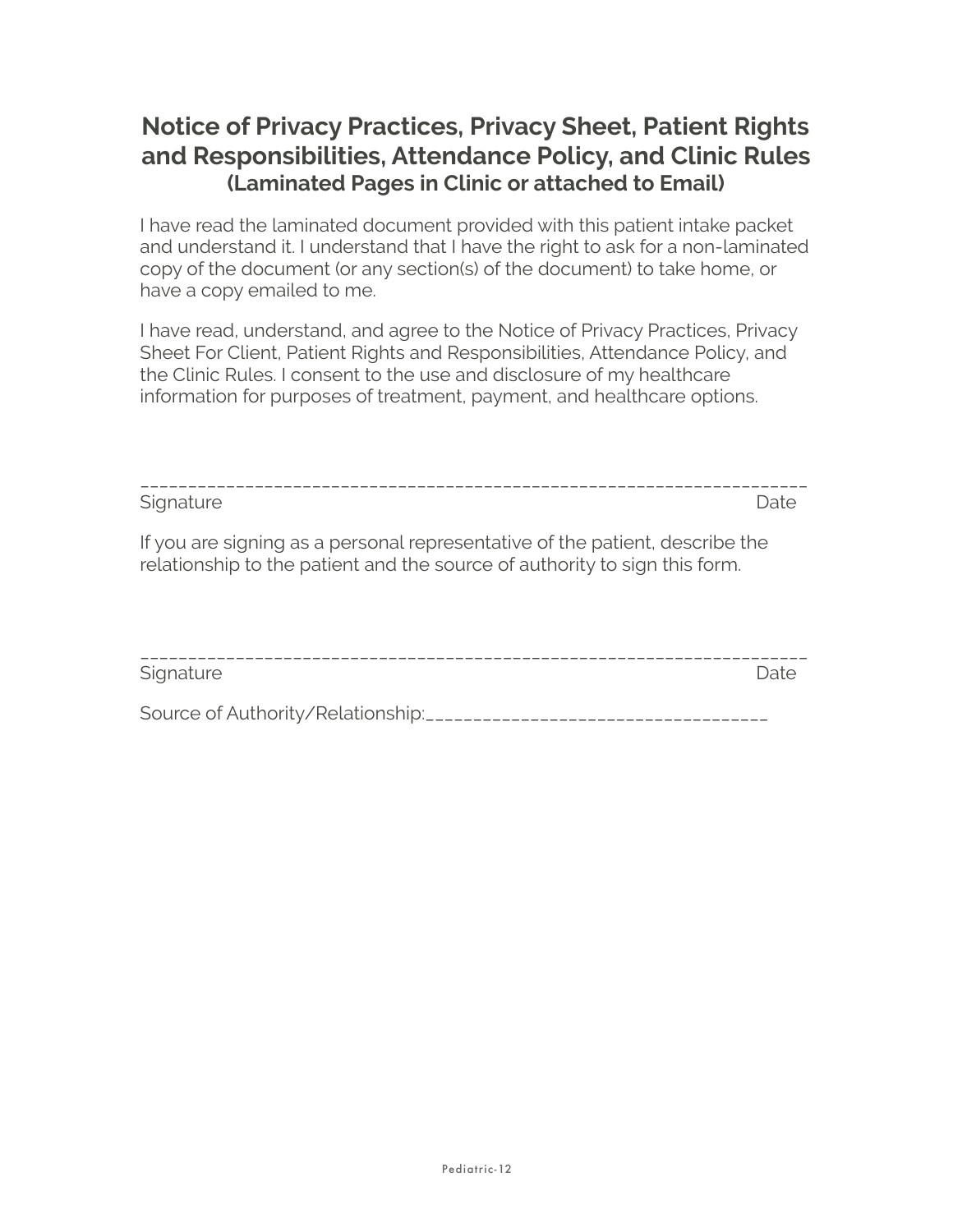# Notice of Privacy Practices, Privacy Sheet, Patient Rights and Responsibilities, Attendance Policy, and Clinic Rules
## (Laminated Pages in Clinic or attached to Email)

I have read the laminated document provided with this patient intake packet and understand it. I understand that I have the right to ask for a non-laminated copy of the document (or any section(s) of the document) to take home, or have a copy emailed to me.

I have read, understand, and agree to the Notice of Privacy Practices, Privacy Sheet For Client, Patient Rights and Responsibilities, Attendance Policy, and the Clinic Rules. I consent to the use and disclosure of my healthcare information for purposes of treatment, payment, and healthcare options.

_____________________________________________________________________
Signature Date

If you are signing as a personal representative of the patient, describe the relationship to the patient and the source of authority to sign this form.

_____________________________________________________________________
Signature Date

Source of Authority/Relationship:___________________________________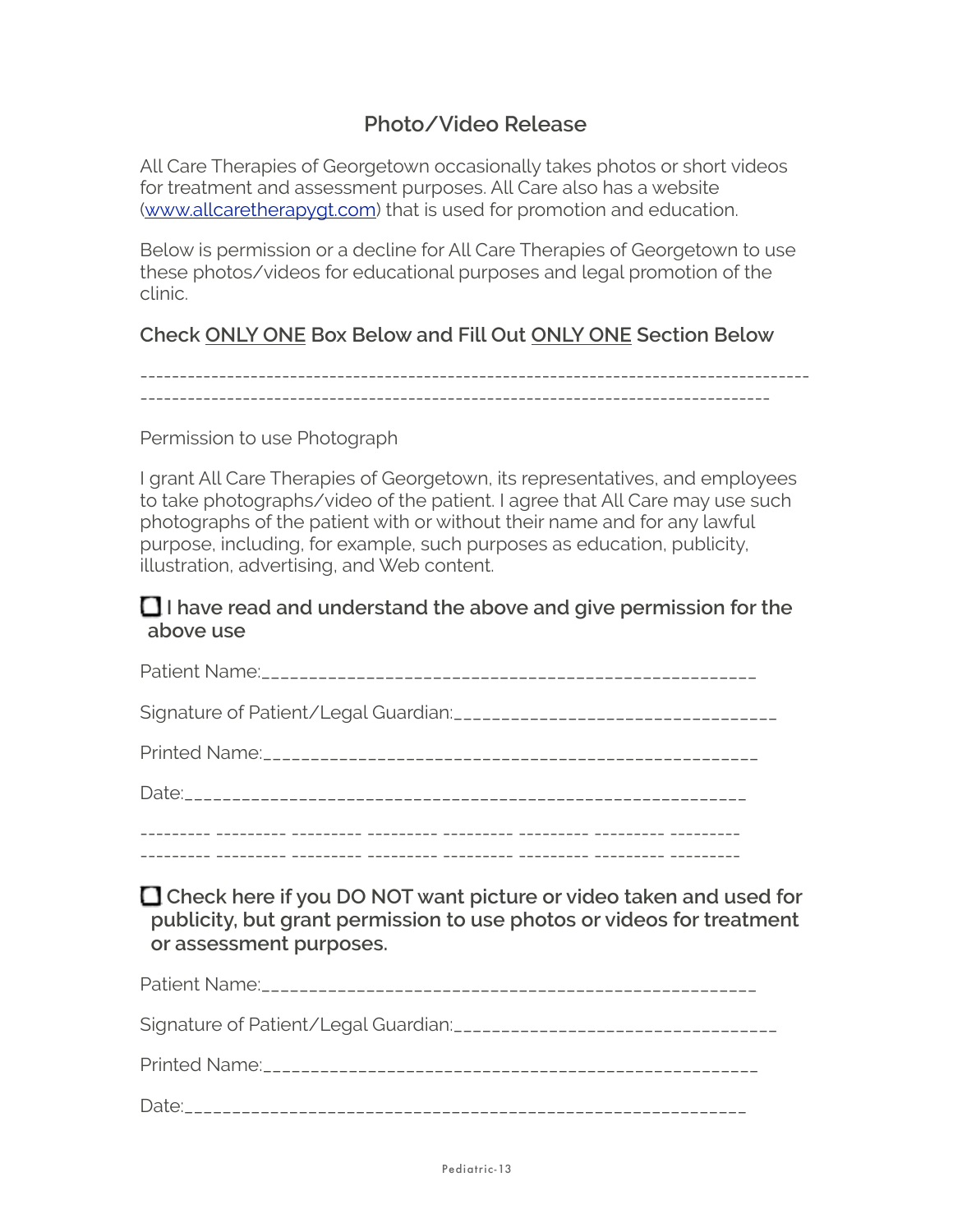# Photo/Video Release

All Care Therapies of Georgetown occasionally takes photos or short videos for treatment and assessment purposes. All Care also has a website ([www.allcaretherapygt.com](http://www.allcaretherapygt.com)) that is used for promotion and education.

Below is permission or a decline for All Care Therapies of Georgetown to use these photos/videos for educational purposes and legal promotion of the clinic.

**Check ONLY ONE Box Below and Fill Out ONLY ONE Section Below**

---

Permission to use Photograph

I grant All Care Therapies of Georgetown, its representatives, and employees to take photographs/video of the patient. I agree that All Care may use such photographs of the patient with or without their name and for any lawful purpose, including, for example, such purposes as education, publicity, illustration, advertising, and Web content.

☐ **I have read and understand the above and give permission for the above use**

Patient Name:___________________________________________________

Signature of Patient/Legal Guardian:_________________________________

Printed Name:___________________________________________________

Date:_________________________________________________________

---

☐ **Check here if you DO NOT want picture or video taken and used for publicity, but grant permission to use photos or videos for treatment or assessment purposes.**

Patient Name:___________________________________________________

Signature of Patient/Legal Guardian:_________________________________

Printed Name:___________________________________________________

Date:_________________________________________________________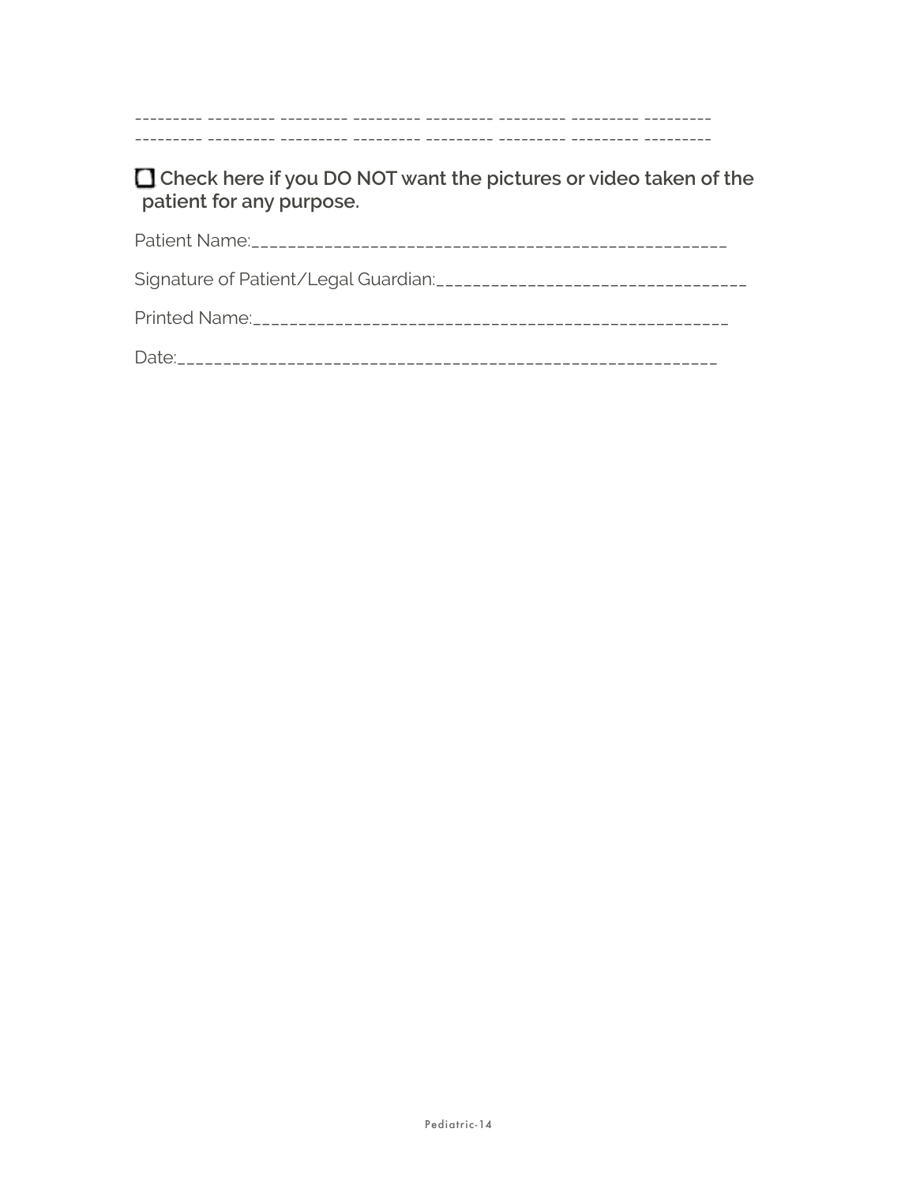--------- --------- --------- --------- --------- --------- --------- ---------
--------- --------- --------- --------- --------- --------- --------- ---------

☐ **Check here if you DO NOT want the pictures or video taken of the patient for any purpose.**

Patient Name:__________________________________________________

Signature of Patient/Legal Guardian:_________________________________

Printed Name:__________________________________________________

Date:_________________________________________________________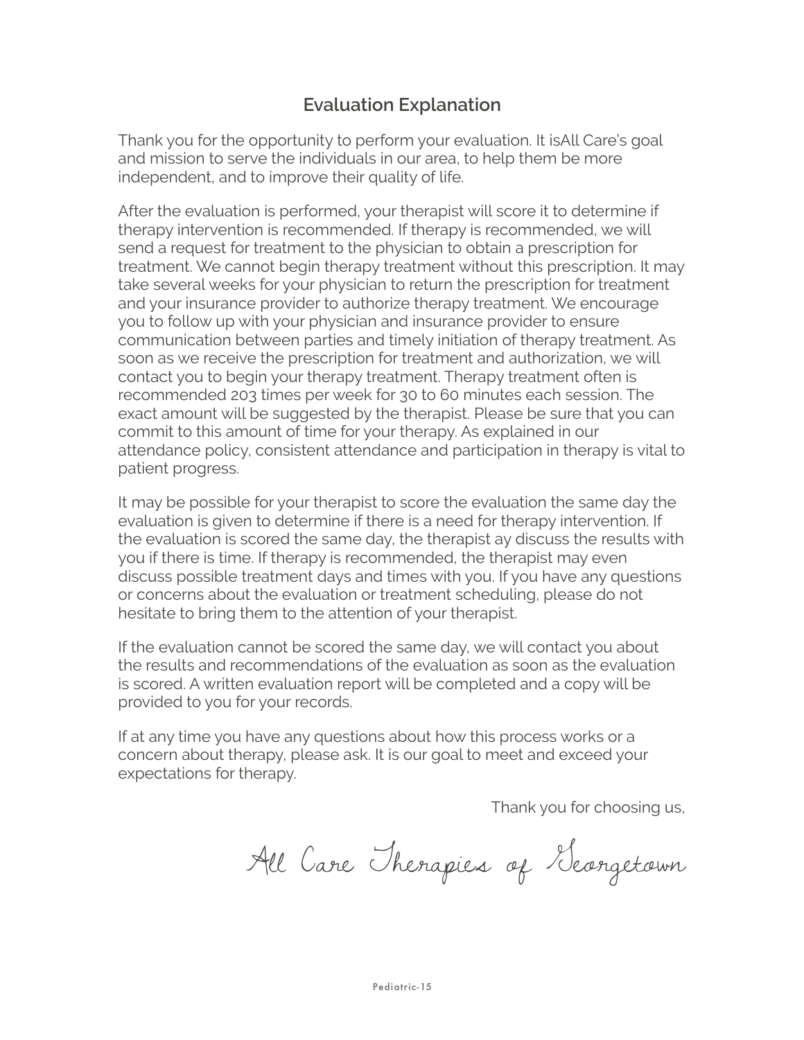## Evaluation Explanation

Thank you for the opportunity to perform your evaluation. It isAll Care's goal and mission to serve the individuals in our area, to help them be more independent, and to improve their quality of life.

After the evaluation is performed, your therapist will score it to determine if therapy intervention is recommended. If therapy is recommended, we will send a request for treatment to the physician to obtain a prescription for treatment. We cannot begin therapy treatment without this prescription. It may take several weeks for your physician to return the prescription for treatment and your insurance provider to authorize therapy treatment. We encourage you to follow up with your physician and insurance provider to ensure communication between parties and timely initiation of therapy treatment. As soon as we receive the prescription for treatment and authorization, we will contact you to begin your therapy treatment. Therapy treatment often is recommended 203 times per week for 30 to 60 minutes each session. The exact amount will be suggested by the therapist. Please be sure that you can commit to this amount of time for your therapy. As explained in our attendance policy, consistent attendance and participation in therapy is vital to patient progress.

It may be possible for your therapist to score the evaluation the same day the evaluation is given to determine if there is a need for therapy intervention. If the evaluation is scored the same day, the therapist ay discuss the results with you if there is time. If therapy is recommended, the therapist may even discuss possible treatment days and times with you. If you have any questions or concerns about the evaluation or treatment scheduling, please do not hesitate to bring them to the attention of your therapist.

If the evaluation cannot be scored the same day, we will contact you about the results and recommendations of the evaluation as soon as the evaluation is scored. A written evaluation report will be completed and a copy will be provided to you for your records.

If at any time you have any questions about how this process works or a concern about therapy, please ask. It is our goal to meet and exceed your expectations for therapy.

Thank you for choosing us,

*All Care Therapies of Georgetown*